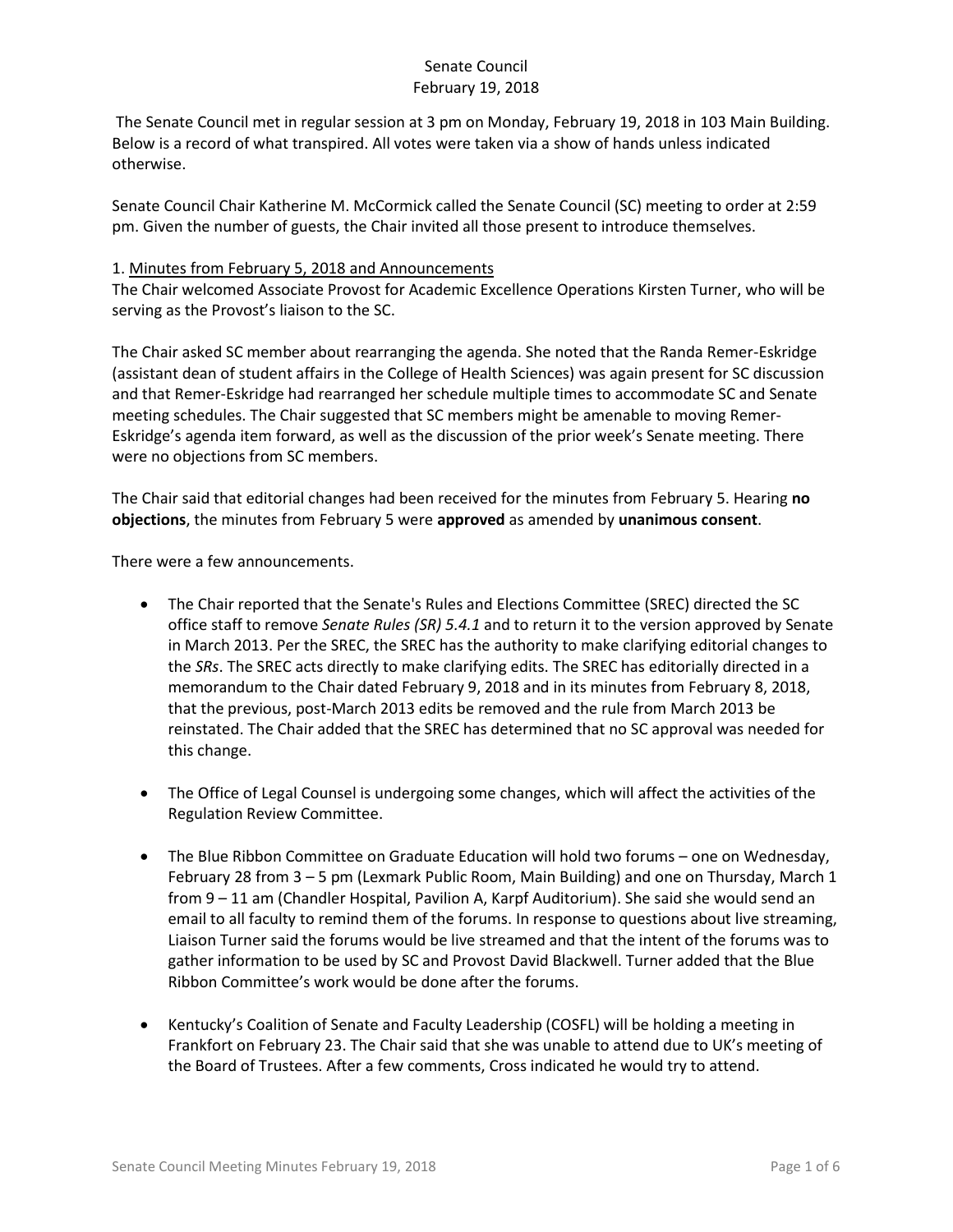# Senate Council
## February 19, 2018

The Senate Council met in regular session at 3 pm on Monday, February 19, 2018 in 103 Main Building. Below is a record of what transpired. All votes were taken via a show of hands unless indicated otherwise.

Senate Council Chair Katherine M. McCormick called the Senate Council (SC) meeting to order at 2:59 pm. Given the number of guests, the Chair invited all those present to introduce themselves.

1. Minutes from February 5, 2018 and Announcements

The Chair welcomed Associate Provost for Academic Excellence Operations Kirsten Turner, who will be serving as the Provost's liaison to the SC.

The Chair asked SC member about rearranging the agenda. She noted that the Randa Remer-Eskridge (assistant dean of student affairs in the College of Health Sciences) was again present for SC discussion and that Remer-Eskridge had rearranged her schedule multiple times to accommodate SC and Senate meeting schedules. The Chair suggested that SC members might be amenable to moving Remer-Eskridge's agenda item forward, as well as the discussion of the prior week's Senate meeting. There were no objections from SC members.

The Chair said that editorial changes had been received for the minutes from February 5. Hearing **no objections**, the minutes from February 5 were **approved** as amended by **unanimous consent**.

There were a few announcements.

- The Chair reported that the Senate's Rules and Elections Committee (SREC) directed the SC office staff to remove *Senate Rules (SR) 5.4.1* and to return it to the version approved by Senate in March 2013. Per the SREC, the SREC has the authority to make clarifying editorial changes to the *SRs*. The SREC acts directly to make clarifying edits. The SREC has editorially directed in a memorandum to the Chair dated February 9, 2018 and in its minutes from February 8, 2018, that the previous, post-March 2013 edits be removed and the rule from March 2013 be reinstated. The Chair added that the SREC has determined that no SC approval was needed for this change.

- The Office of Legal Counsel is undergoing some changes, which will affect the activities of the Regulation Review Committee.

- The Blue Ribbon Committee on Graduate Education will hold two forums – one on Wednesday, February 28 from 3 – 5 pm (Lexmark Public Room, Main Building) and one on Thursday, March 1 from 9 – 11 am (Chandler Hospital, Pavilion A, Karpf Auditorium). She said she would send an email to all faculty to remind them of the forums. In response to questions about live streaming, Liaison Turner said the forums would be live streamed and that the intent of the forums was to gather information to be used by SC and Provost David Blackwell. Turner added that the Blue Ribbon Committee's work would be done after the forums.

- Kentucky's Coalition of Senate and Faculty Leadership (COSFL) will be holding a meeting in Frankfort on February 23. The Chair said that she was unable to attend due to UK's meeting of the Board of Trustees. After a few comments, Cross indicated he would try to attend.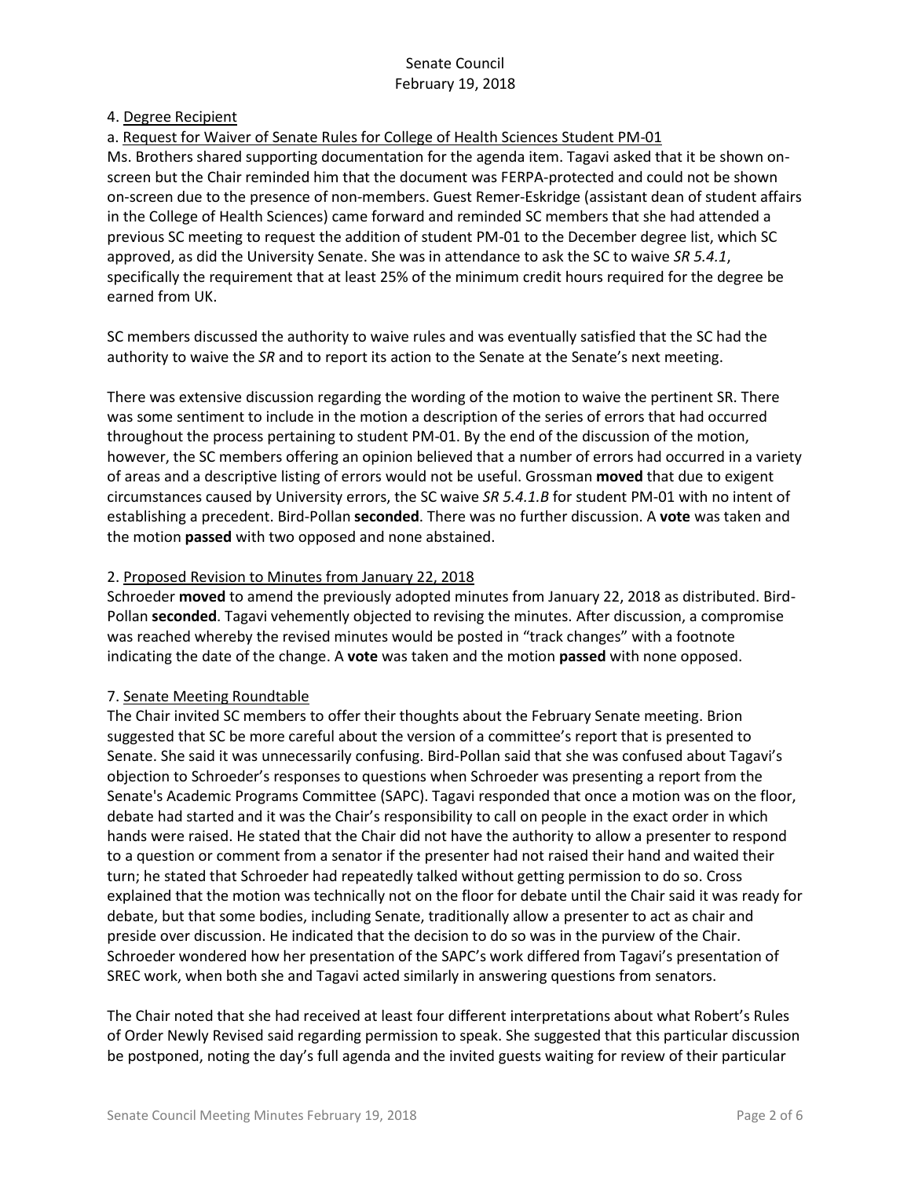4. Degree Recipient

a. Request for Waiver of Senate Rules for College of Health Sciences Student PM-01

Ms. Brothers shared supporting documentation for the agenda item. Tagavi asked that it be shown on-screen but the Chair reminded him that the document was FERPA-protected and could not be shown on-screen due to the presence of non-members. Guest Remer-Eskridge (assistant dean of student affairs in the College of Health Sciences) came forward and reminded SC members that she had attended a previous SC meeting to request the addition of student PM-01 to the December degree list, which SC approved, as did the University Senate. She was in attendance to ask the SC to waive *SR 5.4.1*, specifically the requirement that at least 25% of the minimum credit hours required for the degree be earned from UK.

SC members discussed the authority to waive rules and was eventually satisfied that the SC had the authority to waive the *SR* and to report its action to the Senate at the Senate's next meeting.

There was extensive discussion regarding the wording of the motion to waive the pertinent SR. There was some sentiment to include in the motion a description of the series of errors that had occurred throughout the process pertaining to student PM-01. By the end of the discussion of the motion, however, the SC members offering an opinion believed that a number of errors had occurred in a variety of areas and a descriptive listing of errors would not be useful. Grossman **moved** that due to exigent circumstances caused by University errors, the SC waive *SR 5.4.1.B* for student PM-01 with no intent of establishing a precedent. Bird-Pollan **seconded**. There was no further discussion. A **vote** was taken and the motion **passed** with two opposed and none abstained.

2. Proposed Revision to Minutes from January 22, 2018

Schroeder **moved** to amend the previously adopted minutes from January 22, 2018 as distributed. Bird-Pollan **seconded**. Tagavi vehemently objected to revising the minutes. After discussion, a compromise was reached whereby the revised minutes would be posted in "track changes" with a footnote indicating the date of the change. A **vote** was taken and the motion **passed** with none opposed.

7. Senate Meeting Roundtable

The Chair invited SC members to offer their thoughts about the February Senate meeting. Brion suggested that SC be more careful about the version of a committee's report that is presented to Senate. She said it was unnecessarily confusing. Bird-Pollan said that she was confused about Tagavi's objection to Schroeder's responses to questions when Schroeder was presenting a report from the Senate's Academic Programs Committee (SAPC). Tagavi responded that once a motion was on the floor, debate had started and it was the Chair's responsibility to call on people in the exact order in which hands were raised. He stated that the Chair did not have the authority to allow a presenter to respond to a question or comment from a senator if the presenter had not raised their hand and waited their turn; he stated that Schroeder had repeatedly talked without getting permission to do so. Cross explained that the motion was technically not on the floor for debate until the Chair said it was ready for debate, but that some bodies, including Senate, traditionally allow a presenter to act as chair and preside over discussion. He indicated that the decision to do so was in the purview of the Chair. Schroeder wondered how her presentation of the SAPC's work differed from Tagavi's presentation of SREC work, when both she and Tagavi acted similarly in answering questions from senators.

The Chair noted that she had received at least four different interpretations about what Robert's Rules of Order Newly Revised said regarding permission to speak. She suggested that this particular discussion be postponed, noting the day's full agenda and the invited guests waiting for review of their particular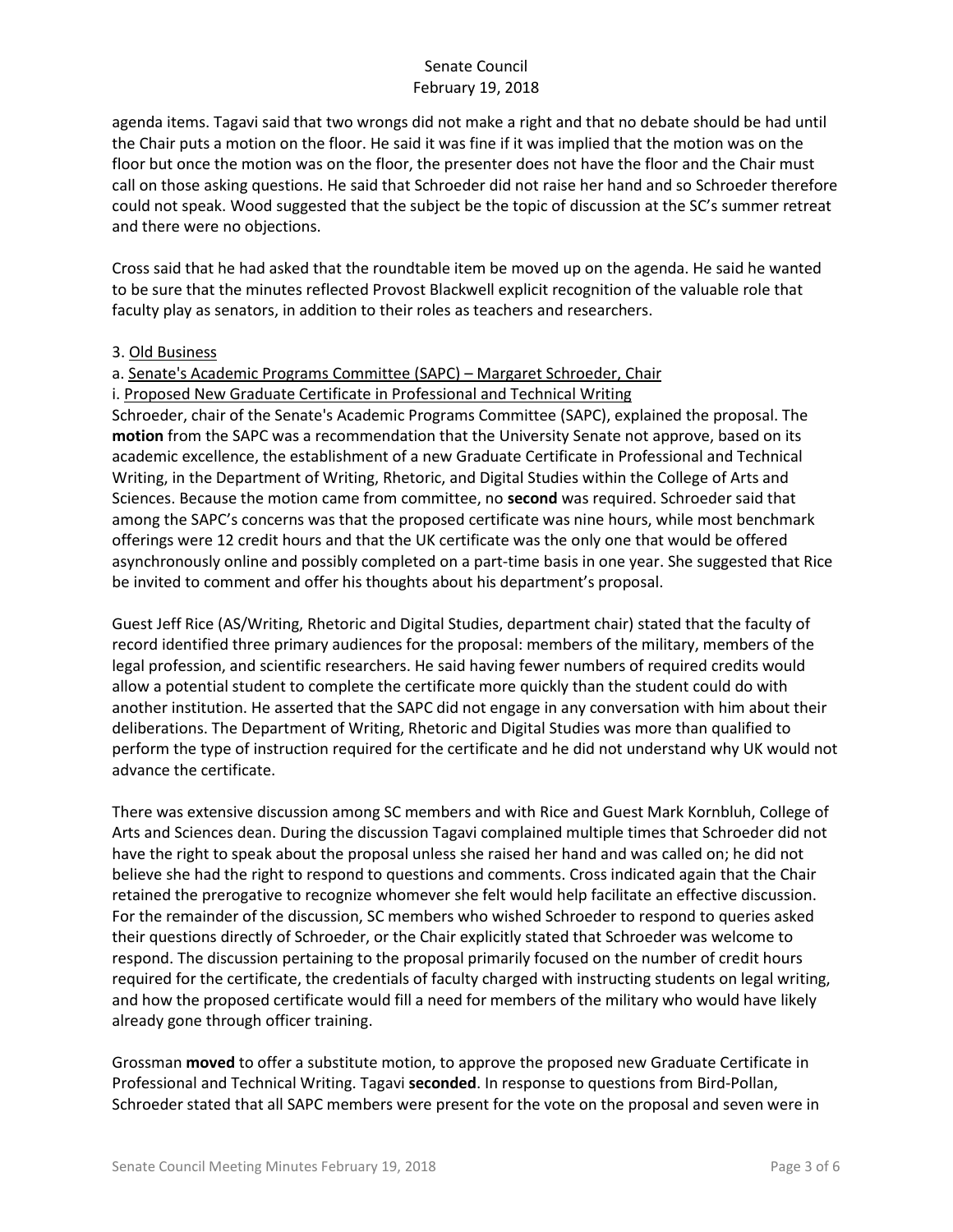agenda items. Tagavi said that two wrongs did not make a right and that no debate should be had until the Chair puts a motion on the floor. He said it was fine if it was implied that the motion was on the floor but once the motion was on the floor, the presenter does not have the floor and the Chair must call on those asking questions. He said that Schroeder did not raise her hand and so Schroeder therefore could not speak. Wood suggested that the subject be the topic of discussion at the SC's summer retreat and there were no objections.

Cross said that he had asked that the roundtable item be moved up on the agenda. He said he wanted to be sure that the minutes reflected Provost Blackwell explicit recognition of the valuable role that faculty play as senators, in addition to their roles as teachers and researchers.

3. Old Business

a. Senate's Academic Programs Committee (SAPC) – Margaret Schroeder, Chair

i. Proposed New Graduate Certificate in Professional and Technical Writing

Schroeder, chair of the Senate's Academic Programs Committee (SAPC), explained the proposal. The **motion** from the SAPC was a recommendation that the University Senate not approve, based on its academic excellence, the establishment of a new Graduate Certificate in Professional and Technical Writing, in the Department of Writing, Rhetoric, and Digital Studies within the College of Arts and Sciences. Because the motion came from committee, no **second** was required. Schroeder said that among the SAPC's concerns was that the proposed certificate was nine hours, while most benchmark offerings were 12 credit hours and that the UK certificate was the only one that would be offered asynchronously online and possibly completed on a part-time basis in one year. She suggested that Rice be invited to comment and offer his thoughts about his department's proposal.

Guest Jeff Rice (AS/Writing, Rhetoric and Digital Studies, department chair) stated that the faculty of record identified three primary audiences for the proposal: members of the military, members of the legal profession, and scientific researchers. He said having fewer numbers of required credits would allow a potential student to complete the certificate more quickly than the student could do with another institution. He asserted that the SAPC did not engage in any conversation with him about their deliberations. The Department of Writing, Rhetoric and Digital Studies was more than qualified to perform the type of instruction required for the certificate and he did not understand why UK would not advance the certificate.

There was extensive discussion among SC members and with Rice and Guest Mark Kornbluh, College of Arts and Sciences dean. During the discussion Tagavi complained multiple times that Schroeder did not have the right to speak about the proposal unless she raised her hand and was called on; he did not believe she had the right to respond to questions and comments. Cross indicated again that the Chair retained the prerogative to recognize whomever she felt would help facilitate an effective discussion. For the remainder of the discussion, SC members who wished Schroeder to respond to queries asked their questions directly of Schroeder, or the Chair explicitly stated that Schroeder was welcome to respond. The discussion pertaining to the proposal primarily focused on the number of credit hours required for the certificate, the credentials of faculty charged with instructing students on legal writing, and how the proposed certificate would fill a need for members of the military who would have likely already gone through officer training.

Grossman **moved** to offer a substitute motion, to approve the proposed new Graduate Certificate in Professional and Technical Writing. Tagavi **seconded**. In response to questions from Bird-Pollan, Schroeder stated that all SAPC members were present for the vote on the proposal and seven were in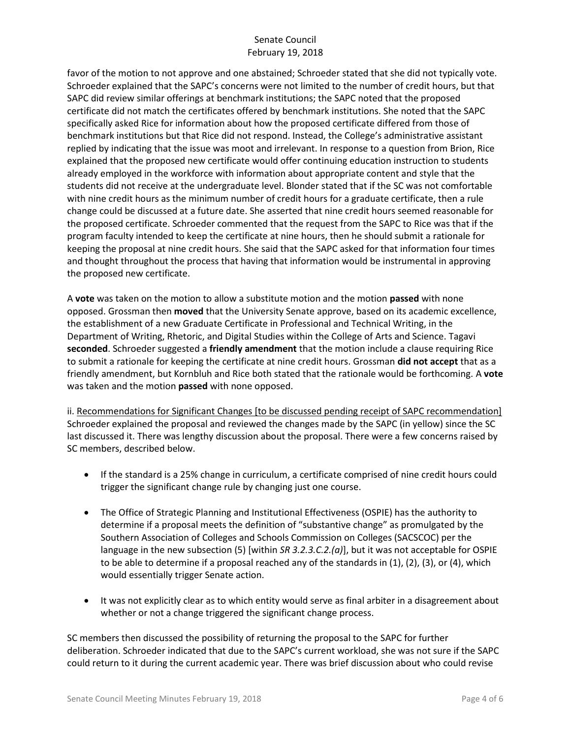favor of the motion to not approve and one abstained; Schroeder stated that she did not typically vote. Schroeder explained that the SAPC's concerns were not limited to the number of credit hours, but that SAPC did review similar offerings at benchmark institutions; the SAPC noted that the proposed certificate did not match the certificates offered by benchmark institutions. She noted that the SAPC specifically asked Rice for information about how the proposed certificate differed from those of benchmark institutions but that Rice did not respond. Instead, the College's administrative assistant replied by indicating that the issue was moot and irrelevant. In response to a question from Brion, Rice explained that the proposed new certificate would offer continuing education instruction to students already employed in the workforce with information about appropriate content and style that the students did not receive at the undergraduate level. Blonder stated that if the SC was not comfortable with nine credit hours as the minimum number of credit hours for a graduate certificate, then a rule change could be discussed at a future date. She asserted that nine credit hours seemed reasonable for the proposed certificate. Schroeder commented that the request from the SAPC to Rice was that if the program faculty intended to keep the certificate at nine hours, then he should submit a rationale for keeping the proposal at nine credit hours. She said that the SAPC asked for that information four times and thought throughout the process that having that information would be instrumental in approving the proposed new certificate.

A **vote** was taken on the motion to allow a substitute motion and the motion **passed** with none opposed. Grossman then **moved** that the University Senate approve, based on its academic excellence, the establishment of a new Graduate Certificate in Professional and Technical Writing, in the Department of Writing, Rhetoric, and Digital Studies within the College of Arts and Science. Tagavi **seconded**. Schroeder suggested a **friendly amendment** that the motion include a clause requiring Rice to submit a rationale for keeping the certificate at nine credit hours. Grossman **did not accept** that as a friendly amendment, but Kornbluh and Rice both stated that the rationale would be forthcoming. A **vote** was taken and the motion **passed** with none opposed.

ii. <u>Recommendations for Significant Changes [to be discussed pending receipt of SAPC recommendation]</u>
Schroeder explained the proposal and reviewed the changes made by the SAPC (in yellow) since the SC last discussed it. There was lengthy discussion about the proposal. There were a few concerns raised by SC members, described below.

- If the standard is a 25% change in curriculum, a certificate comprised of nine credit hours could trigger the significant change rule by changing just one course.
- The Office of Strategic Planning and Institutional Effectiveness (OSPIE) has the authority to determine if a proposal meets the definition of "substantive change" as promulgated by the Southern Association of Colleges and Schools Commission on Colleges (SACSCOC) per the language in the new subsection (5) [within *SR 3.2.3.C.2.(a)*], but it was not acceptable for OSPIE to be able to determine if a proposal reached any of the standards in (1), (2), (3), or (4), which would essentially trigger Senate action.
- It was not explicitly clear as to which entity would serve as final arbiter in a disagreement about whether or not a change triggered the significant change process.

SC members then discussed the possibility of returning the proposal to the SAPC for further deliberation. Schroeder indicated that due to the SAPC's current workload, she was not sure if the SAPC could return to it during the current academic year. There was brief discussion about who could revise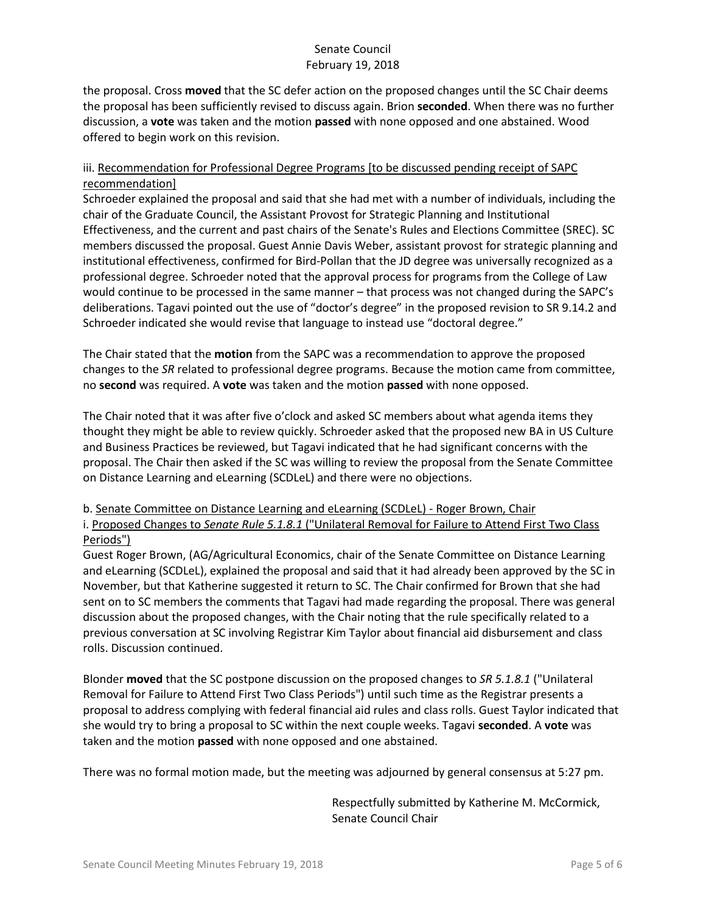the proposal. Cross **moved** that the SC defer action on the proposed changes until the SC Chair deems the proposal has been sufficiently revised to discuss again. Brion **seconded**. When there was no further discussion, a **vote** was taken and the motion **passed** with none opposed and one abstained. Wood offered to begin work on this revision.

iii. Recommendation for Professional Degree Programs [to be discussed pending receipt of SAPC recommendation]

Schroeder explained the proposal and said that she had met with a number of individuals, including the chair of the Graduate Council, the Assistant Provost for Strategic Planning and Institutional Effectiveness, and the current and past chairs of the Senate's Rules and Elections Committee (SREC). SC members discussed the proposal. Guest Annie Davis Weber, assistant provost for strategic planning and institutional effectiveness, confirmed for Bird-Pollan that the JD degree was universally recognized as a professional degree. Schroeder noted that the approval process for programs from the College of Law would continue to be processed in the same manner – that process was not changed during the SAPC's deliberations. Tagavi pointed out the use of "doctor's degree" in the proposed revision to SR 9.14.2 and Schroeder indicated she would revise that language to instead use "doctoral degree."

The Chair stated that the **motion** from the SAPC was a recommendation to approve the proposed changes to the *SR* related to professional degree programs. Because the motion came from committee, no **second** was required. A **vote** was taken and the motion **passed** with none opposed.

The Chair noted that it was after five o'clock and asked SC members about what agenda items they thought they might be able to review quickly. Schroeder asked that the proposed new BA in US Culture and Business Practices be reviewed, but Tagavi indicated that he had significant concerns with the proposal. The Chair then asked if the SC was willing to review the proposal from the Senate Committee on Distance Learning and eLearning (SCDLeL) and there were no objections.

b. Senate Committee on Distance Learning and eLearning (SCDLeL) - Roger Brown, Chair

i. Proposed Changes to *Senate Rule 5.1.8.1* ("Unilateral Removal for Failure to Attend First Two Class Periods")

Guest Roger Brown, (AG/Agricultural Economics, chair of the Senate Committee on Distance Learning and eLearning (SCDLeL), explained the proposal and said that it had already been approved by the SC in November, but that Katherine suggested it return to SC. The Chair confirmed for Brown that she had sent on to SC members the comments that Tagavi had made regarding the proposal. There was general discussion about the proposed changes, with the Chair noting that the rule specifically related to a previous conversation at SC involving Registrar Kim Taylor about financial aid disbursement and class rolls. Discussion continued.

Blonder **moved** that the SC postpone discussion on the proposed changes to *SR 5.1.8.1* ("Unilateral Removal for Failure to Attend First Two Class Periods") until such time as the Registrar presents a proposal to address complying with federal financial aid rules and class rolls. Guest Taylor indicated that she would try to bring a proposal to SC within the next couple weeks. Tagavi **seconded**. A **vote** was taken and the motion **passed** with none opposed and one abstained.

There was no formal motion made, but the meeting was adjourned by general consensus at 5:27 pm.

Respectfully submitted by Katherine M. McCormick,
Senate Council Chair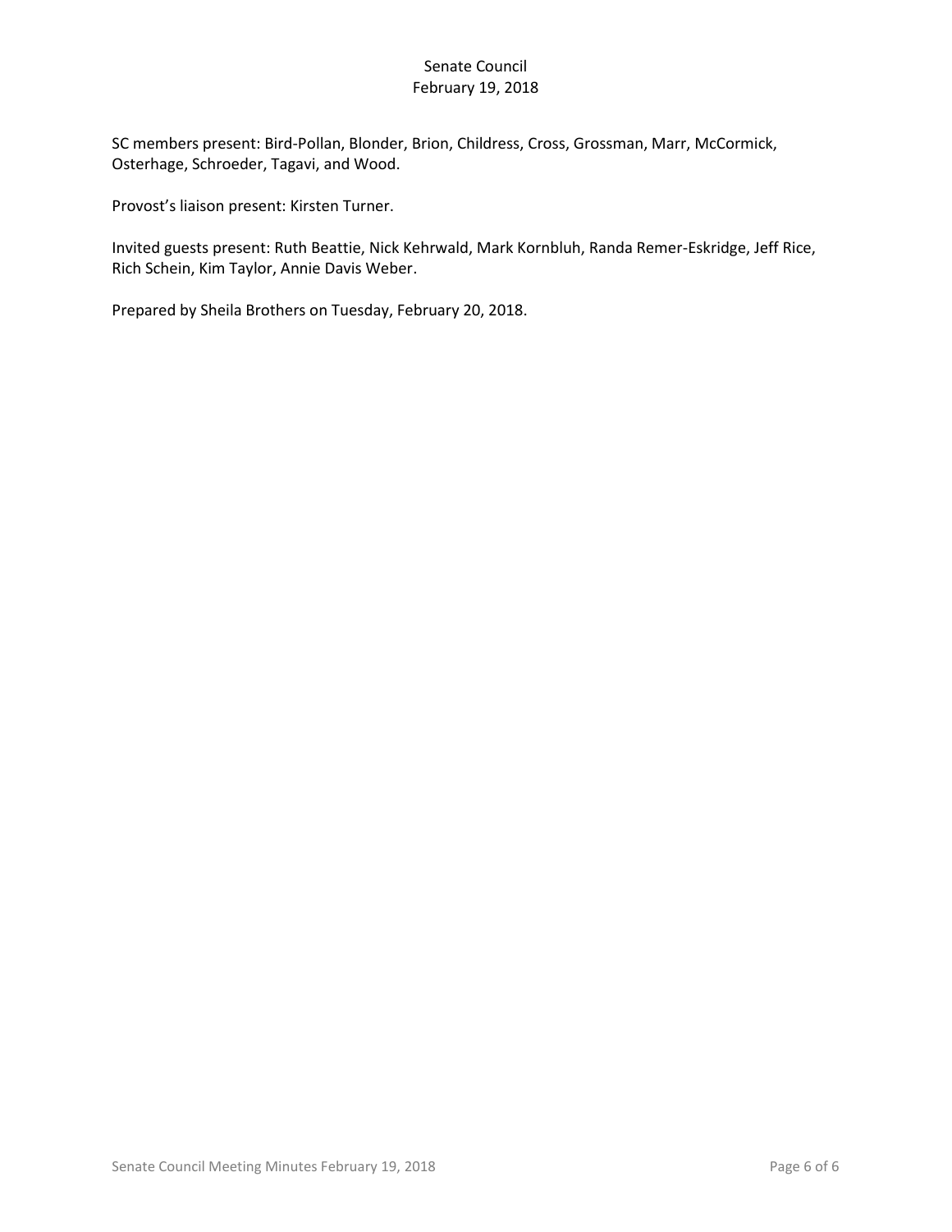SC members present: Bird-Pollan, Blonder, Brion, Childress, Cross, Grossman, Marr, McCormick, Osterhage, Schroeder, Tagavi, and Wood.

Provost's liaison present: Kirsten Turner.

Invited guests present: Ruth Beattie, Nick Kehrwald, Mark Kornbluh, Randa Remer-Eskridge, Jeff Rice, Rich Schein, Kim Taylor, Annie Davis Weber.

Prepared by Sheila Brothers on Tuesday, February 20, 2018.